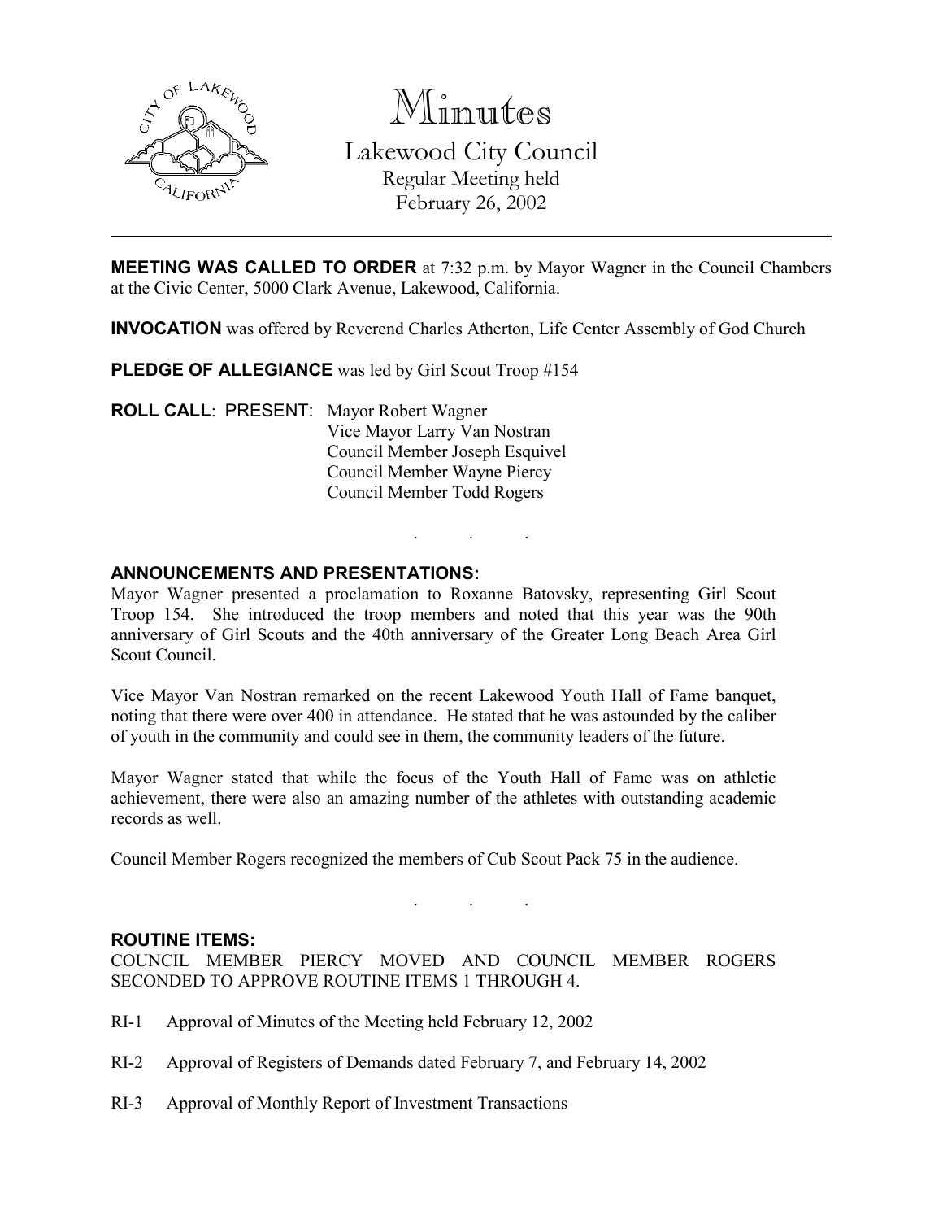# Minutes

## Lakewood City Council

Regular Meeting held
February 26, 2002

---

**MEETING WAS CALLED TO ORDER** at 7:32 p.m. by Mayor Wagner in the Council Chambers at the Civic Center, 5000 Clark Avenue, Lakewood, California.

**INVOCATION** was offered by Reverend Charles Atherton, Life Center Assembly of God Church

**PLEDGE OF ALLEGIANCE** was led by Girl Scout Troop #154

**ROLL CALL**: PRESENT: Mayor Robert Wagner
Vice Mayor Larry Van Nostran
Council Member Joseph Esquivel
Council Member Wayne Piercy
Council Member Todd Rogers

. . .

**ANNOUNCEMENTS AND PRESENTATIONS:**

Mayor Wagner presented a proclamation to Roxanne Batovsky, representing Girl Scout Troop 154. She introduced the troop members and noted that this year was the 90th anniversary of Girl Scouts and the 40th anniversary of the Greater Long Beach Area Girl Scout Council.

Vice Mayor Van Nostran remarked on the recent Lakewood Youth Hall of Fame banquet, noting that there were over 400 in attendance. He stated that he was astounded by the caliber of youth in the community and could see in them, the community leaders of the future.

Mayor Wagner stated that while the focus of the Youth Hall of Fame was on athletic achievement, there were also an amazing number of the athletes with outstanding academic records as well.

Council Member Rogers recognized the members of Cub Scout Pack 75 in the audience.

. . .

**ROUTINE ITEMS:**

COUNCIL MEMBER PIERCY MOVED AND COUNCIL MEMBER ROGERS SECONDED TO APPROVE ROUTINE ITEMS 1 THROUGH 4.

RI-1 Approval of Minutes of the Meeting held February 12, 2002

RI-2 Approval of Registers of Demands dated February 7, and February 14, 2002

RI-3 Approval of Monthly Report of Investment Transactions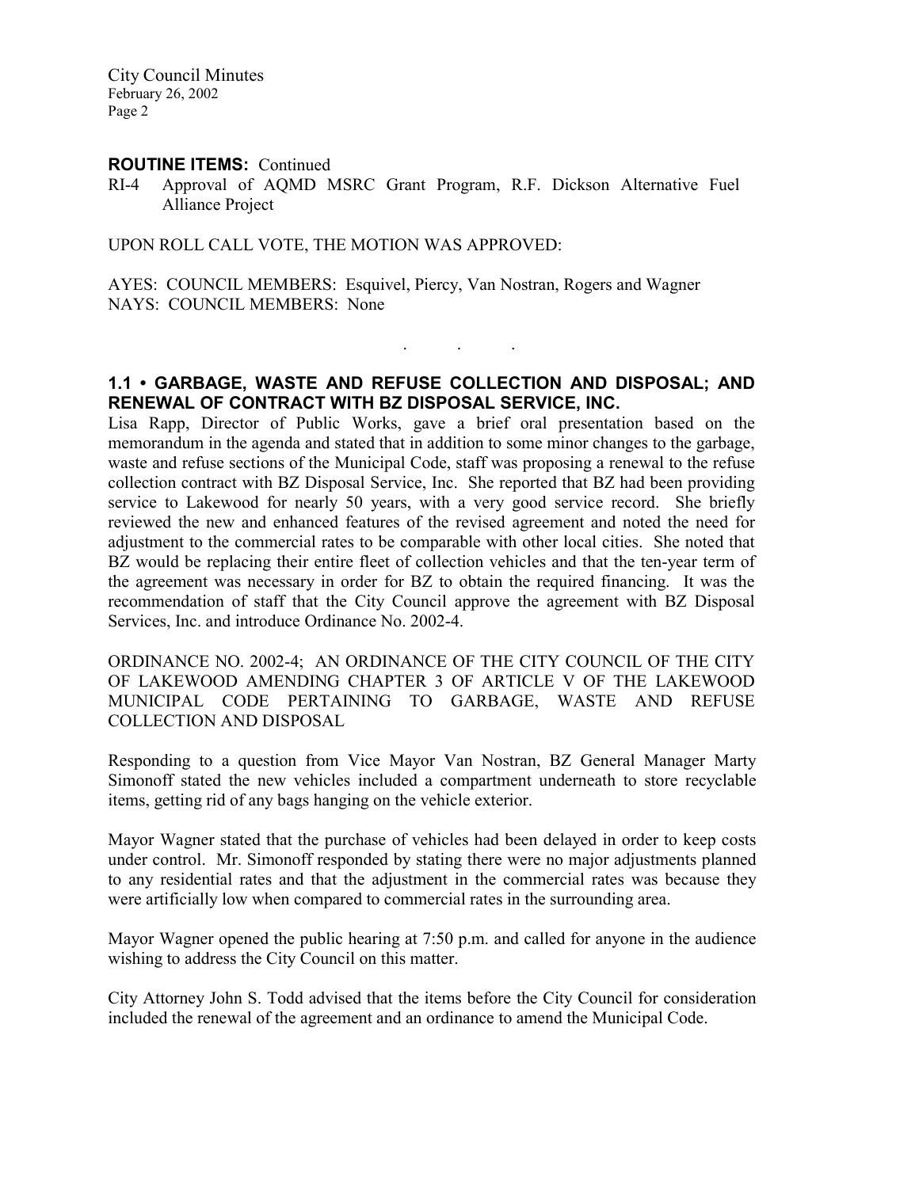**ROUTINE ITEMS:** Continued

RI-4 Approval of AQMD MSRC Grant Program, R.F. Dickson Alternative Fuel Alliance Project

UPON ROLL CALL VOTE, THE MOTION WAS APPROVED:

AYES: COUNCIL MEMBERS: Esquivel, Piercy, Van Nostran, Rogers and Wagner
NAYS: COUNCIL MEMBERS: None

. . .

**1.1 • GARBAGE, WASTE AND REFUSE COLLECTION AND DISPOSAL; AND RENEWAL OF CONTRACT WITH BZ DISPOSAL SERVICE, INC.**

Lisa Rapp, Director of Public Works, gave a brief oral presentation based on the memorandum in the agenda and stated that in addition to some minor changes to the garbage, waste and refuse sections of the Municipal Code, staff was proposing a renewal to the refuse collection contract with BZ Disposal Service, Inc. She reported that BZ had been providing service to Lakewood for nearly 50 years, with a very good service record. She briefly reviewed the new and enhanced features of the revised agreement and noted the need for adjustment to the commercial rates to be comparable with other local cities. She noted that BZ would be replacing their entire fleet of collection vehicles and that the ten-year term of the agreement was necessary in order for BZ to obtain the required financing. It was the recommendation of staff that the City Council approve the agreement with BZ Disposal Services, Inc. and introduce Ordinance No. 2002-4.

ORDINANCE NO. 2002-4; AN ORDINANCE OF THE CITY COUNCIL OF THE CITY OF LAKEWOOD AMENDING CHAPTER 3 OF ARTICLE V OF THE LAKEWOOD MUNICIPAL CODE PERTAINING TO GARBAGE, WASTE AND REFUSE COLLECTION AND DISPOSAL

Responding to a question from Vice Mayor Van Nostran, BZ General Manager Marty Simonoff stated the new vehicles included a compartment underneath to store recyclable items, getting rid of any bags hanging on the vehicle exterior.

Mayor Wagner stated that the purchase of vehicles had been delayed in order to keep costs under control. Mr. Simonoff responded by stating there were no major adjustments planned to any residential rates and that the adjustment in the commercial rates was because they were artificially low when compared to commercial rates in the surrounding area.

Mayor Wagner opened the public hearing at 7:50 p.m. and called for anyone in the audience wishing to address the City Council on this matter.

City Attorney John S. Todd advised that the items before the City Council for consideration included the renewal of the agreement and an ordinance to amend the Municipal Code.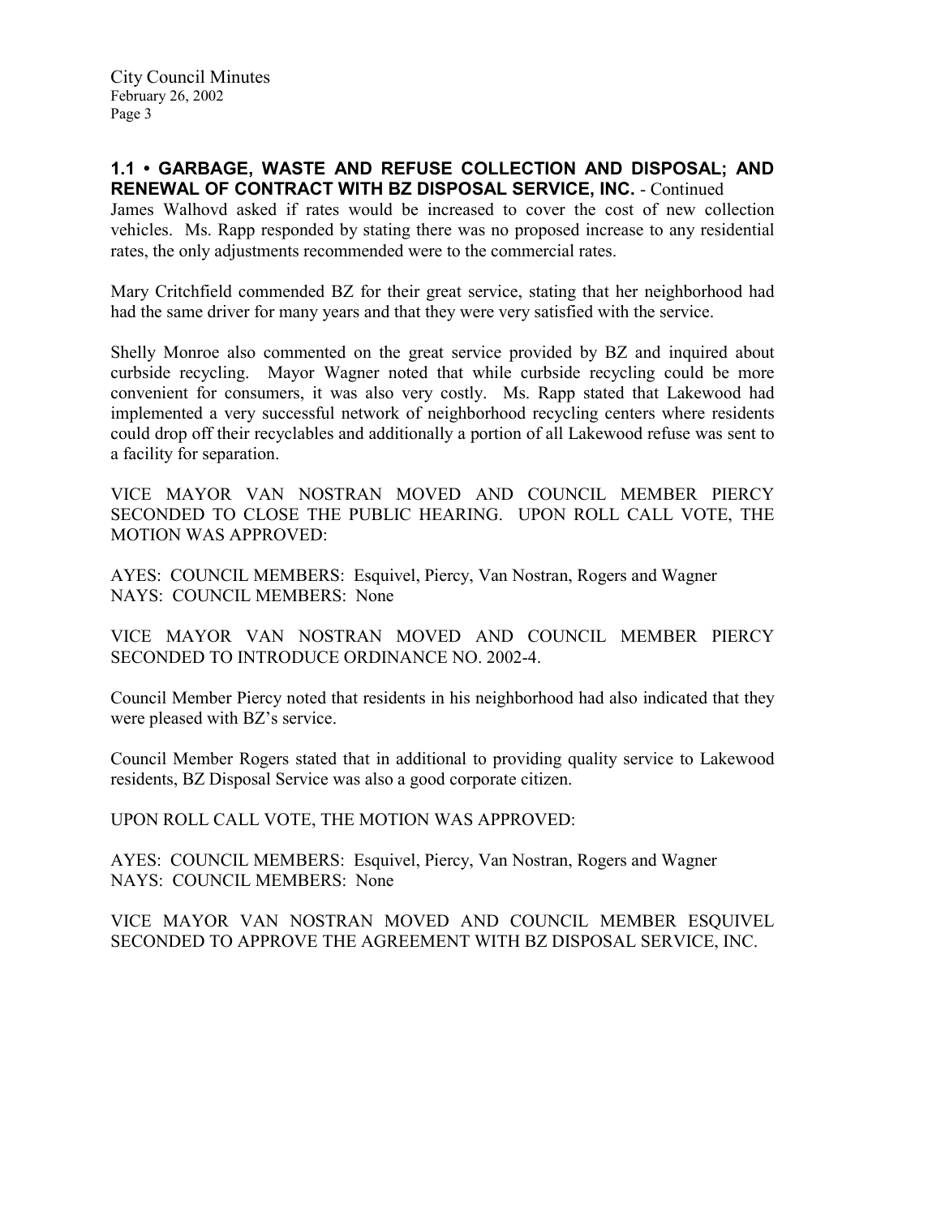## 1.1 • GARBAGE, WASTE AND REFUSE COLLECTION AND DISPOSAL; AND RENEWAL OF CONTRACT WITH BZ DISPOSAL SERVICE, INC. - Continued

James Walhovd asked if rates would be increased to cover the cost of new collection vehicles. Ms. Rapp responded by stating there was no proposed increase to any residential rates, the only adjustments recommended were to the commercial rates.

Mary Critchfield commended BZ for their great service, stating that her neighborhood had had the same driver for many years and that they were very satisfied with the service.

Shelly Monroe also commented on the great service provided by BZ and inquired about curbside recycling. Mayor Wagner noted that while curbside recycling could be more convenient for consumers, it was also very costly. Ms. Rapp stated that Lakewood had implemented a very successful network of neighborhood recycling centers where residents could drop off their recyclables and additionally a portion of all Lakewood refuse was sent to a facility for separation.

VICE MAYOR VAN NOSTRAN MOVED AND COUNCIL MEMBER PIERCY SECONDED TO CLOSE THE PUBLIC HEARING. UPON ROLL CALL VOTE, THE MOTION WAS APPROVED:

AYES: COUNCIL MEMBERS: Esquivel, Piercy, Van Nostran, Rogers and Wagner
NAYS: COUNCIL MEMBERS: None

VICE MAYOR VAN NOSTRAN MOVED AND COUNCIL MEMBER PIERCY SECONDED TO INTRODUCE ORDINANCE NO. 2002-4.

Council Member Piercy noted that residents in his neighborhood had also indicated that they were pleased with BZ's service.

Council Member Rogers stated that in additional to providing quality service to Lakewood residents, BZ Disposal Service was also a good corporate citizen.

UPON ROLL CALL VOTE, THE MOTION WAS APPROVED:

AYES: COUNCIL MEMBERS: Esquivel, Piercy, Van Nostran, Rogers and Wagner
NAYS: COUNCIL MEMBERS: None

VICE MAYOR VAN NOSTRAN MOVED AND COUNCIL MEMBER ESQUIVEL SECONDED TO APPROVE THE AGREEMENT WITH BZ DISPOSAL SERVICE, INC.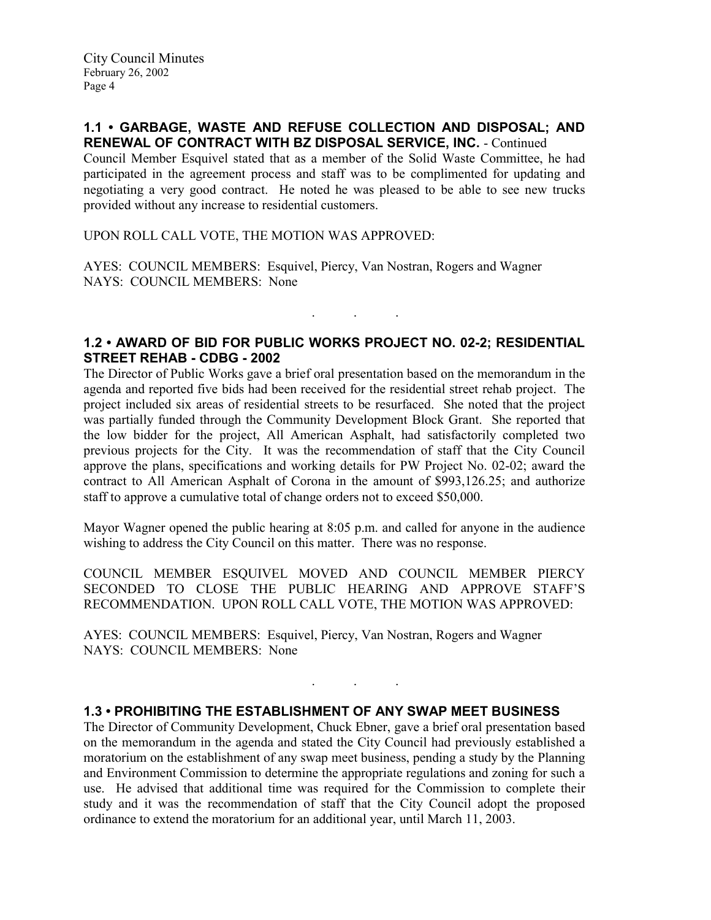### 1.1 • GARBAGE, WASTE AND REFUSE COLLECTION AND DISPOSAL; AND RENEWAL OF CONTRACT WITH BZ DISPOSAL SERVICE, INC. - Continued

Council Member Esquivel stated that as a member of the Solid Waste Committee, he had participated in the agreement process and staff was to be complimented for updating and negotiating a very good contract. He noted he was pleased to be able to see new trucks provided without any increase to residential customers.

UPON ROLL CALL VOTE, THE MOTION WAS APPROVED:

AYES: COUNCIL MEMBERS: Esquivel, Piercy, Van Nostran, Rogers and Wagner
NAYS: COUNCIL MEMBERS: None

. . .

### 1.2 • AWARD OF BID FOR PUBLIC WORKS PROJECT NO. 02-2; RESIDENTIAL STREET REHAB - CDBG - 2002

The Director of Public Works gave a brief oral presentation based on the memorandum in the agenda and reported five bids had been received for the residential street rehab project. The project included six areas of residential streets to be resurfaced. She noted that the project was partially funded through the Community Development Block Grant. She reported that the low bidder for the project, All American Asphalt, had satisfactorily completed two previous projects for the City. It was the recommendation of staff that the City Council approve the plans, specifications and working details for PW Project No. 02-02; award the contract to All American Asphalt of Corona in the amount of $993,126.25; and authorize staff to approve a cumulative total of change orders not to exceed $50,000.

Mayor Wagner opened the public hearing at 8:05 p.m. and called for anyone in the audience wishing to address the City Council on this matter. There was no response.

COUNCIL MEMBER ESQUIVEL MOVED AND COUNCIL MEMBER PIERCY SECONDED TO CLOSE THE PUBLIC HEARING AND APPROVE STAFF'S RECOMMENDATION. UPON ROLL CALL VOTE, THE MOTION WAS APPROVED:

AYES: COUNCIL MEMBERS: Esquivel, Piercy, Van Nostran, Rogers and Wagner
NAYS: COUNCIL MEMBERS: None

. . .

### 1.3 • PROHIBITING THE ESTABLISHMENT OF ANY SWAP MEET BUSINESS

The Director of Community Development, Chuck Ebner, gave a brief oral presentation based on the memorandum in the agenda and stated the City Council had previously established a moratorium on the establishment of any swap meet business, pending a study by the Planning and Environment Commission to determine the appropriate regulations and zoning for such a use. He advised that additional time was required for the Commission to complete their study and it was the recommendation of staff that the City Council adopt the proposed ordinance to extend the moratorium for an additional year, until March 11, 2003.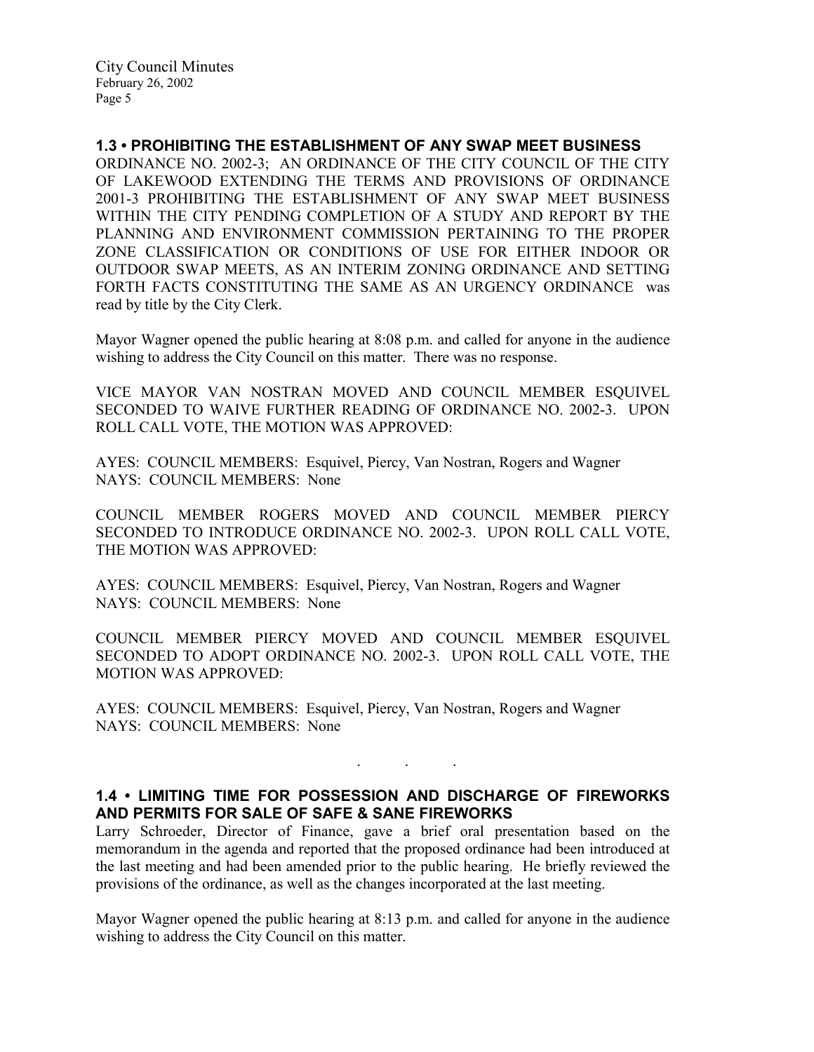### 1.3 • PROHIBITING THE ESTABLISHMENT OF ANY SWAP MEET BUSINESS

ORDINANCE NO. 2002-3; AN ORDINANCE OF THE CITY COUNCIL OF THE CITY OF LAKEWOOD EXTENDING THE TERMS AND PROVISIONS OF ORDINANCE 2001-3 PROHIBITING THE ESTABLISHMENT OF ANY SWAP MEET BUSINESS WITHIN THE CITY PENDING COMPLETION OF A STUDY AND REPORT BY THE PLANNING AND ENVIRONMENT COMMISSION PERTAINING TO THE PROPER ZONE CLASSIFICATION OR CONDITIONS OF USE FOR EITHER INDOOR OR OUTDOOR SWAP MEETS, AS AN INTERIM ZONING ORDINANCE AND SETTING FORTH FACTS CONSTITUTING THE SAME AS AN URGENCY ORDINANCE was read by title by the City Clerk.

Mayor Wagner opened the public hearing at 8:08 p.m. and called for anyone in the audience wishing to address the City Council on this matter. There was no response.

VICE MAYOR VAN NOSTRAN MOVED AND COUNCIL MEMBER ESQUIVEL SECONDED TO WAIVE FURTHER READING OF ORDINANCE NO. 2002-3. UPON ROLL CALL VOTE, THE MOTION WAS APPROVED:

AYES: COUNCIL MEMBERS: Esquivel, Piercy, Van Nostran, Rogers and Wagner
NAYS: COUNCIL MEMBERS: None

COUNCIL MEMBER ROGERS MOVED AND COUNCIL MEMBER PIERCY SECONDED TO INTRODUCE ORDINANCE NO. 2002-3. UPON ROLL CALL VOTE, THE MOTION WAS APPROVED:

AYES: COUNCIL MEMBERS: Esquivel, Piercy, Van Nostran, Rogers and Wagner
NAYS: COUNCIL MEMBERS: None

COUNCIL MEMBER PIERCY MOVED AND COUNCIL MEMBER ESQUIVEL SECONDED TO ADOPT ORDINANCE NO. 2002-3. UPON ROLL CALL VOTE, THE MOTION WAS APPROVED:

AYES: COUNCIL MEMBERS: Esquivel, Piercy, Van Nostran, Rogers and Wagner
NAYS: COUNCIL MEMBERS: None

. . .

### 1.4 • LIMITING TIME FOR POSSESSION AND DISCHARGE OF FIREWORKS AND PERMITS FOR SALE OF SAFE & SANE FIREWORKS

Larry Schroeder, Director of Finance, gave a brief oral presentation based on the memorandum in the agenda and reported that the proposed ordinance had been introduced at the last meeting and had been amended prior to the public hearing. He briefly reviewed the provisions of the ordinance, as well as the changes incorporated at the last meeting.

Mayor Wagner opened the public hearing at 8:13 p.m. and called for anyone in the audience wishing to address the City Council on this matter.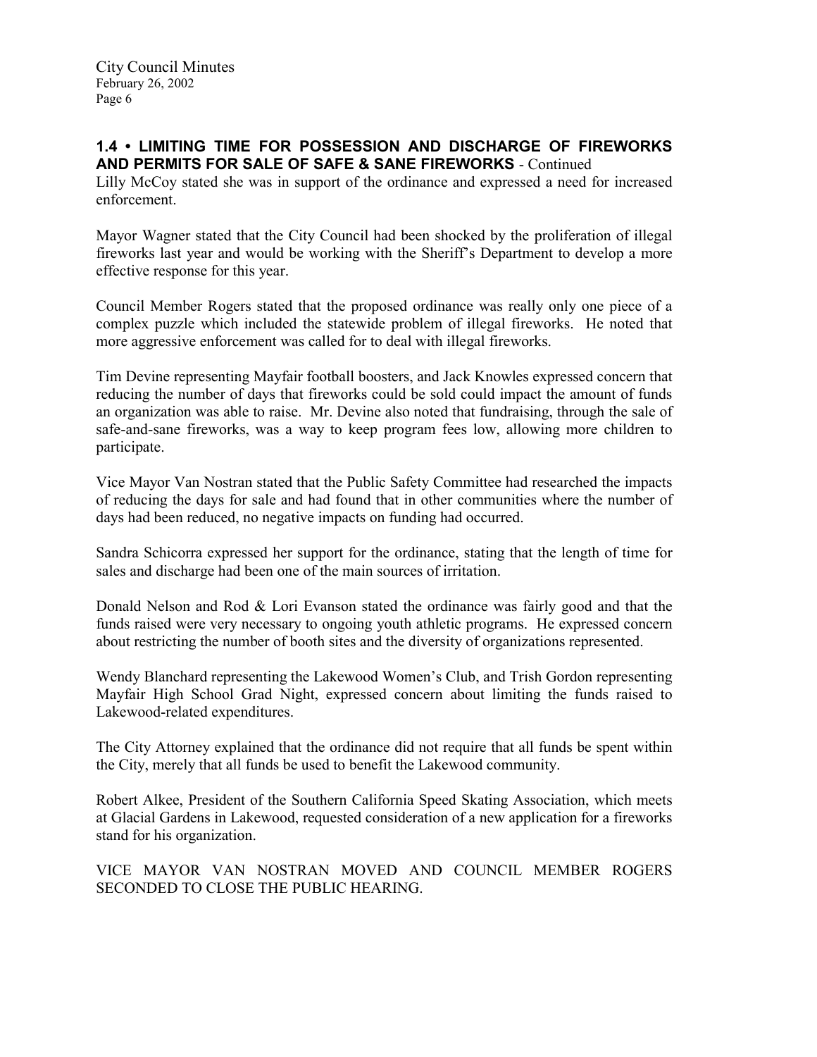## 1.4 • LIMITING TIME FOR POSSESSION AND DISCHARGE OF FIREWORKS AND PERMITS FOR SALE OF SAFE & SANE FIREWORKS - Continued

Lilly McCoy stated she was in support of the ordinance and expressed a need for increased enforcement.

Mayor Wagner stated that the City Council had been shocked by the proliferation of illegal fireworks last year and would be working with the Sheriff's Department to develop a more effective response for this year.

Council Member Rogers stated that the proposed ordinance was really only one piece of a complex puzzle which included the statewide problem of illegal fireworks. He noted that more aggressive enforcement was called for to deal with illegal fireworks.

Tim Devine representing Mayfair football boosters, and Jack Knowles expressed concern that reducing the number of days that fireworks could be sold could impact the amount of funds an organization was able to raise. Mr. Devine also noted that fundraising, through the sale of safe-and-sane fireworks, was a way to keep program fees low, allowing more children to participate.

Vice Mayor Van Nostran stated that the Public Safety Committee had researched the impacts of reducing the days for sale and had found that in other communities where the number of days had been reduced, no negative impacts on funding had occurred.

Sandra Schicorra expressed her support for the ordinance, stating that the length of time for sales and discharge had been one of the main sources of irritation.

Donald Nelson and Rod & Lori Evanson stated the ordinance was fairly good and that the funds raised were very necessary to ongoing youth athletic programs. He expressed concern about restricting the number of booth sites and the diversity of organizations represented.

Wendy Blanchard representing the Lakewood Women's Club, and Trish Gordon representing Mayfair High School Grad Night, expressed concern about limiting the funds raised to Lakewood-related expenditures.

The City Attorney explained that the ordinance did not require that all funds be spent within the City, merely that all funds be used to benefit the Lakewood community.

Robert Alkee, President of the Southern California Speed Skating Association, which meets at Glacial Gardens in Lakewood, requested consideration of a new application for a fireworks stand for his organization.

VICE MAYOR VAN NOSTRAN MOVED AND COUNCIL MEMBER ROGERS SECONDED TO CLOSE THE PUBLIC HEARING.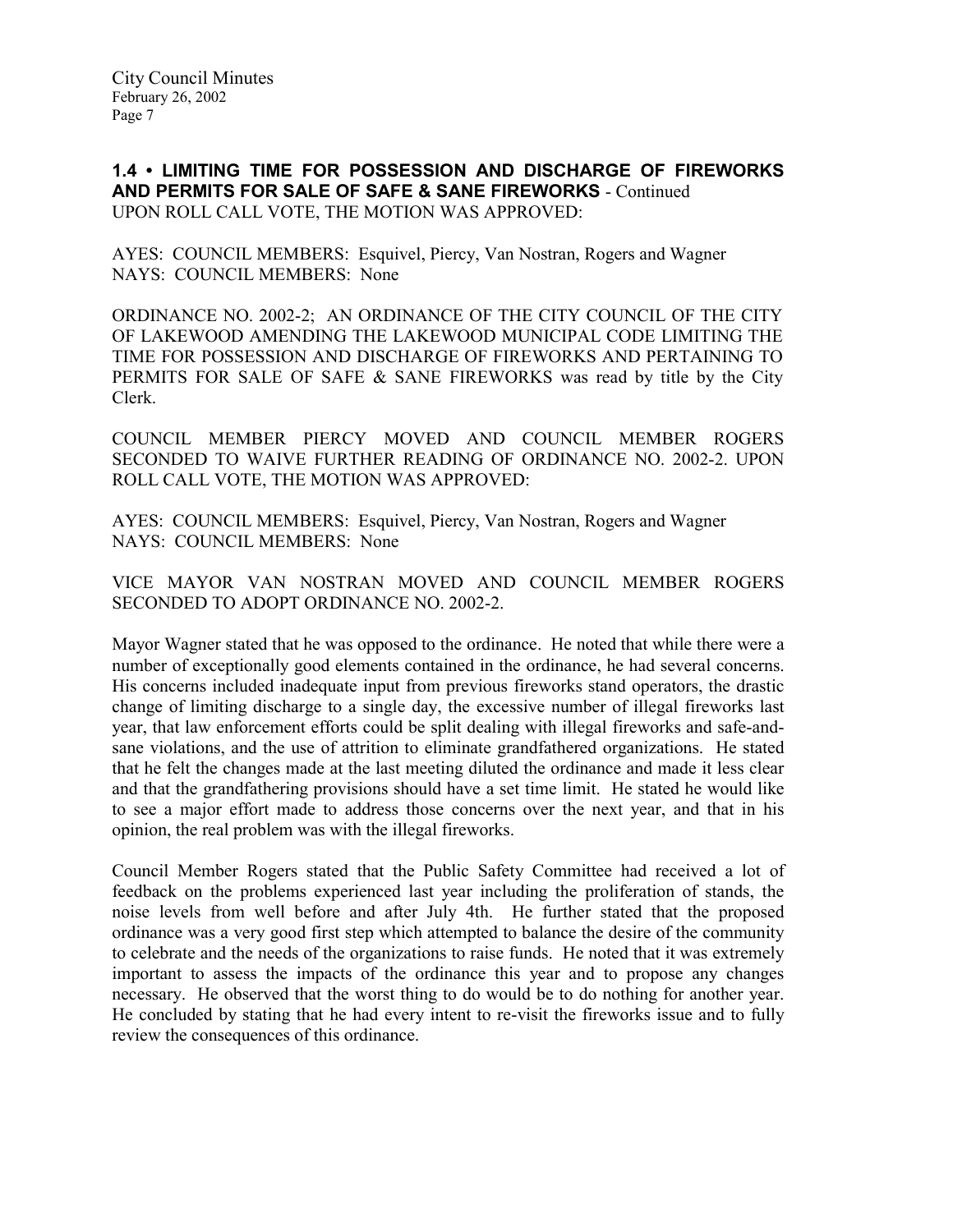**1.4 • LIMITING TIME FOR POSSESSION AND DISCHARGE OF FIREWORKS AND PERMITS FOR SALE OF SAFE & SANE FIREWORKS** - Continued
UPON ROLL CALL VOTE, THE MOTION WAS APPROVED:

AYES: COUNCIL MEMBERS: Esquivel, Piercy, Van Nostran, Rogers and Wagner
NAYS: COUNCIL MEMBERS: None

ORDINANCE NO. 2002-2; AN ORDINANCE OF THE CITY COUNCIL OF THE CITY OF LAKEWOOD AMENDING THE LAKEWOOD MUNICIPAL CODE LIMITING THE TIME FOR POSSESSION AND DISCHARGE OF FIREWORKS AND PERTAINING TO PERMITS FOR SALE OF SAFE & SANE FIREWORKS was read by title by the City Clerk.

COUNCIL MEMBER PIERCY MOVED AND COUNCIL MEMBER ROGERS SECONDED TO WAIVE FURTHER READING OF ORDINANCE NO. 2002-2. UPON ROLL CALL VOTE, THE MOTION WAS APPROVED:

AYES: COUNCIL MEMBERS: Esquivel, Piercy, Van Nostran, Rogers and Wagner
NAYS: COUNCIL MEMBERS: None

VICE MAYOR VAN NOSTRAN MOVED AND COUNCIL MEMBER ROGERS SECONDED TO ADOPT ORDINANCE NO. 2002-2.

Mayor Wagner stated that he was opposed to the ordinance. He noted that while there were a number of exceptionally good elements contained in the ordinance, he had several concerns. His concerns included inadequate input from previous fireworks stand operators, the drastic change of limiting discharge to a single day, the excessive number of illegal fireworks last year, that law enforcement efforts could be split dealing with illegal fireworks and safe-and-sane violations, and the use of attrition to eliminate grandfathered organizations. He stated that he felt the changes made at the last meeting diluted the ordinance and made it less clear and that the grandfathering provisions should have a set time limit. He stated he would like to see a major effort made to address those concerns over the next year, and that in his opinion, the real problem was with the illegal fireworks.

Council Member Rogers stated that the Public Safety Committee had received a lot of feedback on the problems experienced last year including the proliferation of stands, the noise levels from well before and after July 4th. He further stated that the proposed ordinance was a very good first step which attempted to balance the desire of the community to celebrate and the needs of the organizations to raise funds. He noted that it was extremely important to assess the impacts of the ordinance this year and to propose any changes necessary. He observed that the worst thing to do would be to do nothing for another year. He concluded by stating that he had every intent to re-visit the fireworks issue and to fully review the consequences of this ordinance.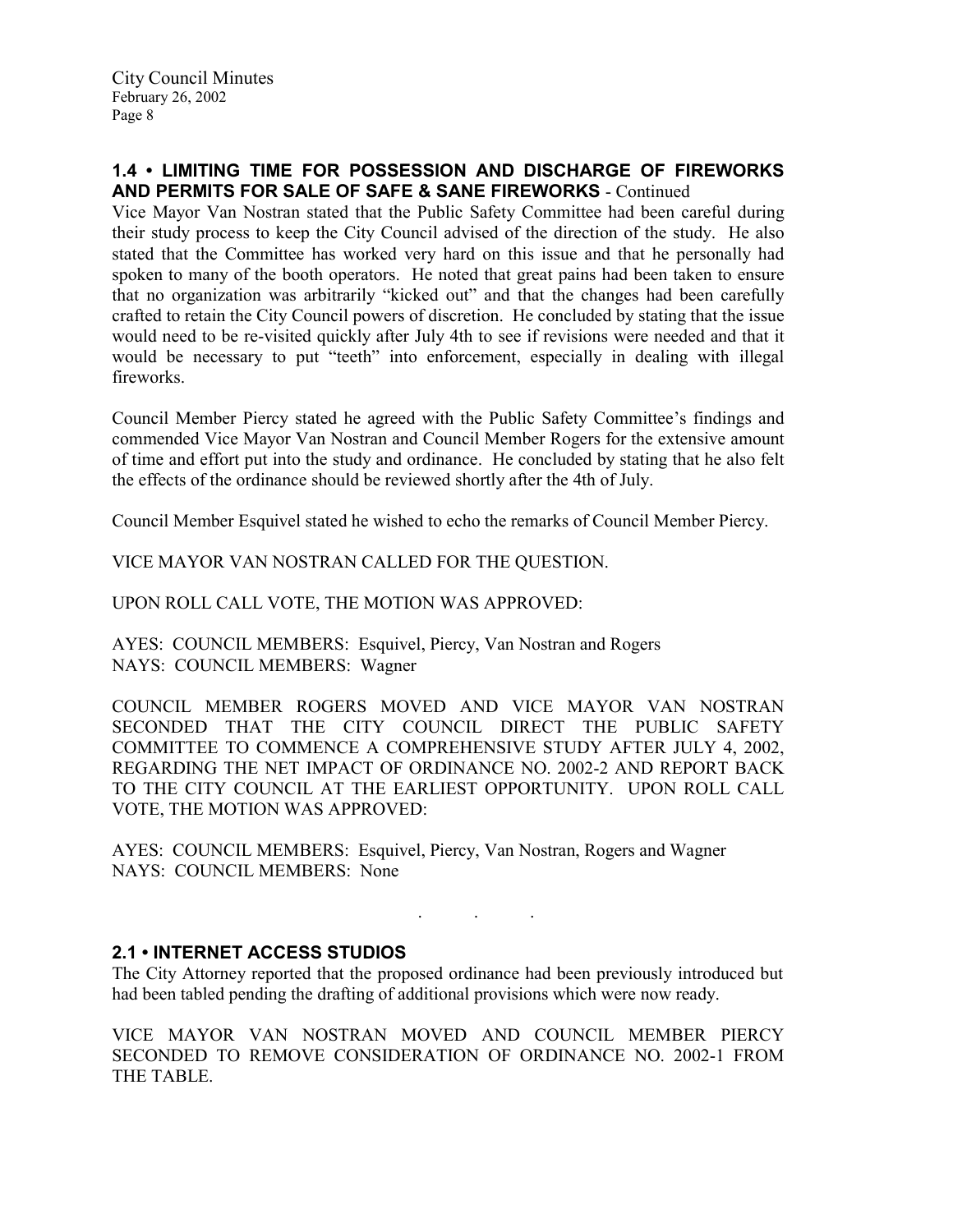## 1.4 • LIMITING TIME FOR POSSESSION AND DISCHARGE OF FIREWORKS AND PERMITS FOR SALE OF SAFE & SANE FIREWORKS - Continued

Vice Mayor Van Nostran stated that the Public Safety Committee had been careful during their study process to keep the City Council advised of the direction of the study. He also stated that the Committee has worked very hard on this issue and that he personally had spoken to many of the booth operators. He noted that great pains had been taken to ensure that no organization was arbitrarily "kicked out" and that the changes had been carefully crafted to retain the City Council powers of discretion. He concluded by stating that the issue would need to be re-visited quickly after July 4th to see if revisions were needed and that it would be necessary to put "teeth" into enforcement, especially in dealing with illegal fireworks.

Council Member Piercy stated he agreed with the Public Safety Committee's findings and commended Vice Mayor Van Nostran and Council Member Rogers for the extensive amount of time and effort put into the study and ordinance. He concluded by stating that he also felt the effects of the ordinance should be reviewed shortly after the 4th of July.

Council Member Esquivel stated he wished to echo the remarks of Council Member Piercy.

VICE MAYOR VAN NOSTRAN CALLED FOR THE QUESTION.

UPON ROLL CALL VOTE, THE MOTION WAS APPROVED:

AYES: COUNCIL MEMBERS: Esquivel, Piercy, Van Nostran and Rogers
NAYS: COUNCIL MEMBERS: Wagner

COUNCIL MEMBER ROGERS MOVED AND VICE MAYOR VAN NOSTRAN SECONDED THAT THE CITY COUNCIL DIRECT THE PUBLIC SAFETY COMMITTEE TO COMMENCE A COMPREHENSIVE STUDY AFTER JULY 4, 2002, REGARDING THE NET IMPACT OF ORDINANCE NO. 2002-2 AND REPORT BACK TO THE CITY COUNCIL AT THE EARLIEST OPPORTUNITY. UPON ROLL CALL VOTE, THE MOTION WAS APPROVED:

AYES: COUNCIL MEMBERS: Esquivel, Piercy, Van Nostran, Rogers and Wagner
NAYS: COUNCIL MEMBERS: None

. . .

## 2.1 • INTERNET ACCESS STUDIOS

The City Attorney reported that the proposed ordinance had been previously introduced but had been tabled pending the drafting of additional provisions which were now ready.

VICE MAYOR VAN NOSTRAN MOVED AND COUNCIL MEMBER PIERCY SECONDED TO REMOVE CONSIDERATION OF ORDINANCE NO. 2002-1 FROM THE TABLE.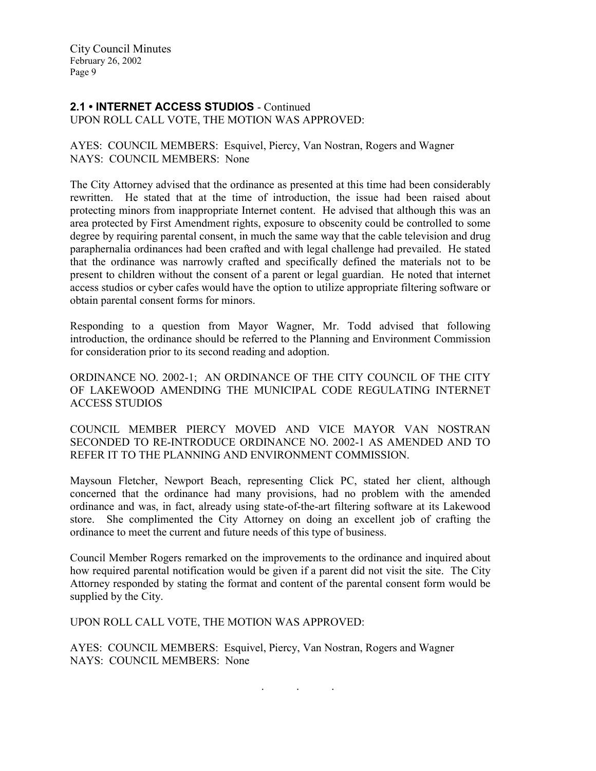## 2.1 • INTERNET ACCESS STUDIOS - Continued

UPON ROLL CALL VOTE, THE MOTION WAS APPROVED:

AYES: COUNCIL MEMBERS: Esquivel, Piercy, Van Nostran, Rogers and Wagner
NAYS: COUNCIL MEMBERS: None

The City Attorney advised that the ordinance as presented at this time had been considerably rewritten. He stated that at the time of introduction, the issue had been raised about protecting minors from inappropriate Internet content. He advised that although this was an area protected by First Amendment rights, exposure to obscenity could be controlled to some degree by requiring parental consent, in much the same way that the cable television and drug paraphernalia ordinances had been crafted and with legal challenge had prevailed. He stated that the ordinance was narrowly crafted and specifically defined the materials not to be present to children without the consent of a parent or legal guardian. He noted that internet access studios or cyber cafes would have the option to utilize appropriate filtering software or obtain parental consent forms for minors.

Responding to a question from Mayor Wagner, Mr. Todd advised that following introduction, the ordinance should be referred to the Planning and Environment Commission for consideration prior to its second reading and adoption.

ORDINANCE NO. 2002-1; AN ORDINANCE OF THE CITY COUNCIL OF THE CITY OF LAKEWOOD AMENDING THE MUNICIPAL CODE REGULATING INTERNET ACCESS STUDIOS

COUNCIL MEMBER PIERCY MOVED AND VICE MAYOR VAN NOSTRAN SECONDED TO RE-INTRODUCE ORDINANCE NO. 2002-1 AS AMENDED AND TO REFER IT TO THE PLANNING AND ENVIRONMENT COMMISSION.

Maysoun Fletcher, Newport Beach, representing Click PC, stated her client, although concerned that the ordinance had many provisions, had no problem with the amended ordinance and was, in fact, already using state-of-the-art filtering software at its Lakewood store. She complimented the City Attorney on doing an excellent job of crafting the ordinance to meet the current and future needs of this type of business.

Council Member Rogers remarked on the improvements to the ordinance and inquired about how required parental notification would be given if a parent did not visit the site. The City Attorney responded by stating the format and content of the parental consent form would be supplied by the City.

UPON ROLL CALL VOTE, THE MOTION WAS APPROVED:

AYES: COUNCIL MEMBERS: Esquivel, Piercy, Van Nostran, Rogers and Wagner
NAYS: COUNCIL MEMBERS: None

. . .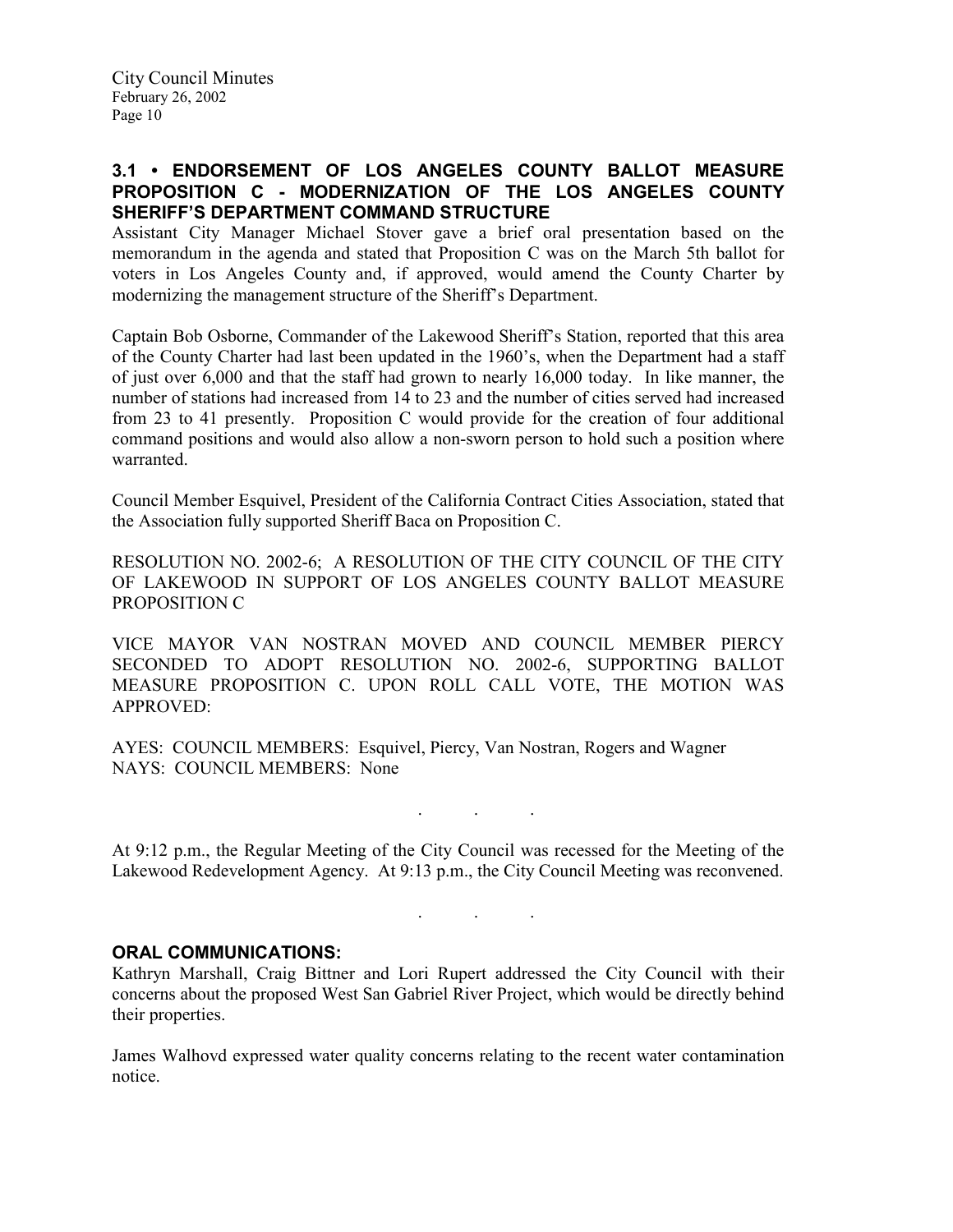### 3.1 • ENDORSEMENT OF LOS ANGELES COUNTY BALLOT MEASURE PROPOSITION C - MODERNIZATION OF THE LOS ANGELES COUNTY SHERIFF'S DEPARTMENT COMMAND STRUCTURE

Assistant City Manager Michael Stover gave a brief oral presentation based on the memorandum in the agenda and stated that Proposition C was on the March 5th ballot for voters in Los Angeles County and, if approved, would amend the County Charter by modernizing the management structure of the Sheriff's Department.

Captain Bob Osborne, Commander of the Lakewood Sheriff's Station, reported that this area of the County Charter had last been updated in the 1960's, when the Department had a staff of just over 6,000 and that the staff had grown to nearly 16,000 today. In like manner, the number of stations had increased from 14 to 23 and the number of cities served had increased from 23 to 41 presently. Proposition C would provide for the creation of four additional command positions and would also allow a non-sworn person to hold such a position where warranted.

Council Member Esquivel, President of the California Contract Cities Association, stated that the Association fully supported Sheriff Baca on Proposition C.

RESOLUTION NO. 2002-6; A RESOLUTION OF THE CITY COUNCIL OF THE CITY OF LAKEWOOD IN SUPPORT OF LOS ANGELES COUNTY BALLOT MEASURE PROPOSITION C

VICE MAYOR VAN NOSTRAN MOVED AND COUNCIL MEMBER PIERCY SECONDED TO ADOPT RESOLUTION NO. 2002-6, SUPPORTING BALLOT MEASURE PROPOSITION C. UPON ROLL CALL VOTE, THE MOTION WAS APPROVED:

AYES: COUNCIL MEMBERS: Esquivel, Piercy, Van Nostran, Rogers and Wagner
NAYS: COUNCIL MEMBERS: None

. . .

At 9:12 p.m., the Regular Meeting of the City Council was recessed for the Meeting of the Lakewood Redevelopment Agency. At 9:13 p.m., the City Council Meeting was reconvened.

. . .

### ORAL COMMUNICATIONS:

Kathryn Marshall, Craig Bittner and Lori Rupert addressed the City Council with their concerns about the proposed West San Gabriel River Project, which would be directly behind their properties.

James Walhovd expressed water quality concerns relating to the recent water contamination notice.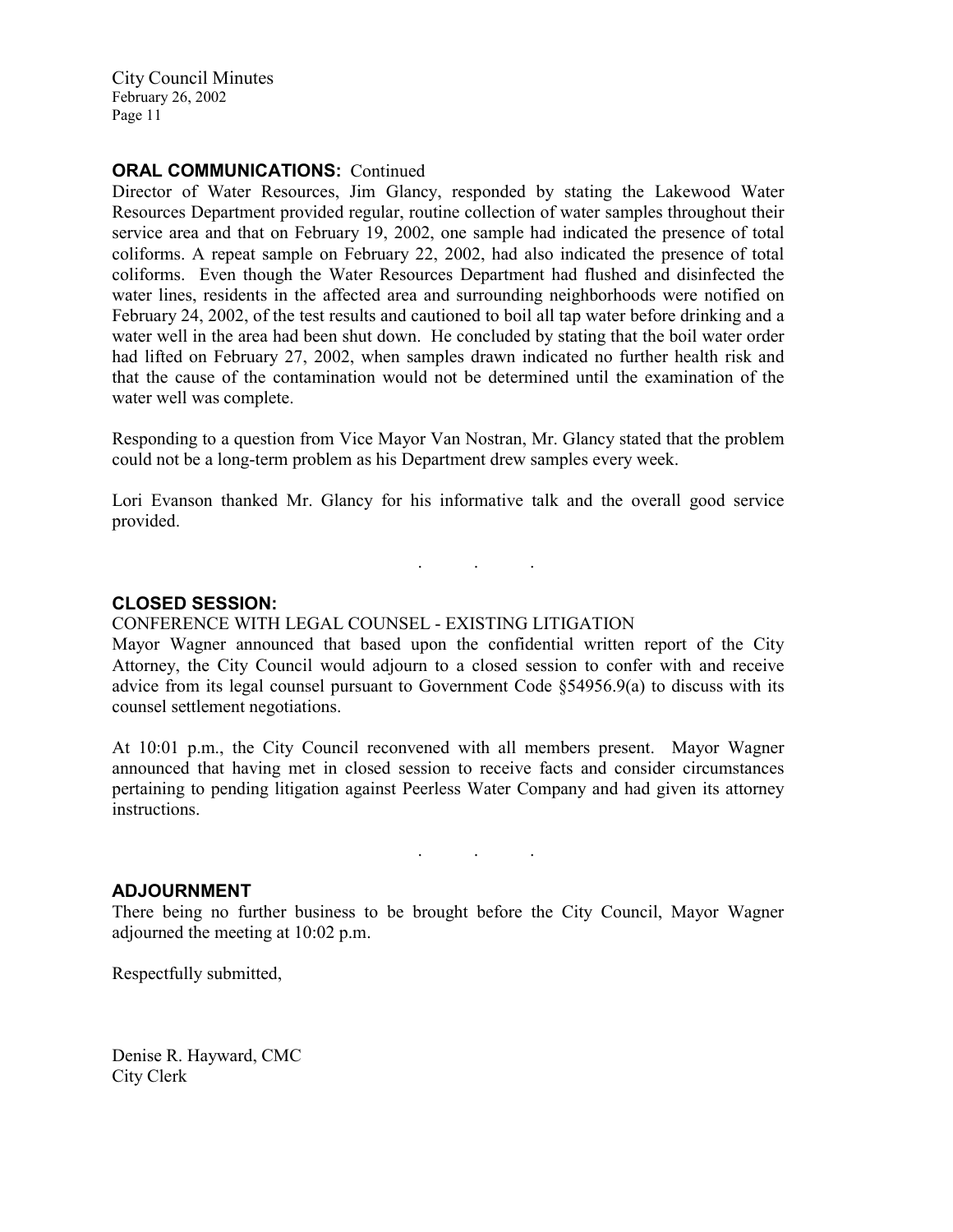**ORAL COMMUNICATIONS:** Continued

Director of Water Resources, Jim Glancy, responded by stating the Lakewood Water Resources Department provided regular, routine collection of water samples throughout their service area and that on February 19, 2002, one sample had indicated the presence of total coliforms. A repeat sample on February 22, 2002, had also indicated the presence of total coliforms. Even though the Water Resources Department had flushed and disinfected the water lines, residents in the affected area and surrounding neighborhoods were notified on February 24, 2002, of the test results and cautioned to boil all tap water before drinking and a water well in the area had been shut down. He concluded by stating that the boil water order had lifted on February 27, 2002, when samples drawn indicated no further health risk and that the cause of the contamination would not be determined until the examination of the water well was complete.

Responding to a question from Vice Mayor Van Nostran, Mr. Glancy stated that the problem could not be a long-term problem as his Department drew samples every week.

Lori Evanson thanked Mr. Glancy for his informative talk and the overall good service provided.

. . .

**CLOSED SESSION:**

CONFERENCE WITH LEGAL COUNSEL - EXISTING LITIGATION

Mayor Wagner announced that based upon the confidential written report of the City Attorney, the City Council would adjourn to a closed session to confer with and receive advice from its legal counsel pursuant to Government Code §54956.9(a) to discuss with its counsel settlement negotiations.

At 10:01 p.m., the City Council reconvened with all members present. Mayor Wagner announced that having met in closed session to receive facts and consider circumstances pertaining to pending litigation against Peerless Water Company and had given its attorney instructions.

. . .

**ADJOURNMENT**

There being no further business to be brought before the City Council, Mayor Wagner adjourned the meeting at 10:02 p.m.

Respectfully submitted,

Denise R. Hayward, CMC
City Clerk